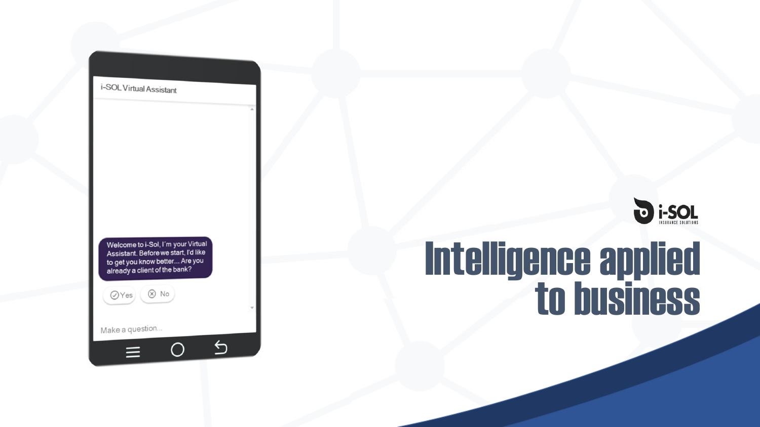i-SOL Virtual Assistant

Welcome to i-Sol, I´m your Virtual Assistant. Before we start, I'd like to get you know better... Are you already a client of the bank?

Yes

No

Make a question...

i-SOL
INSURANCE SOLUTIONS

# Intelligence applied to business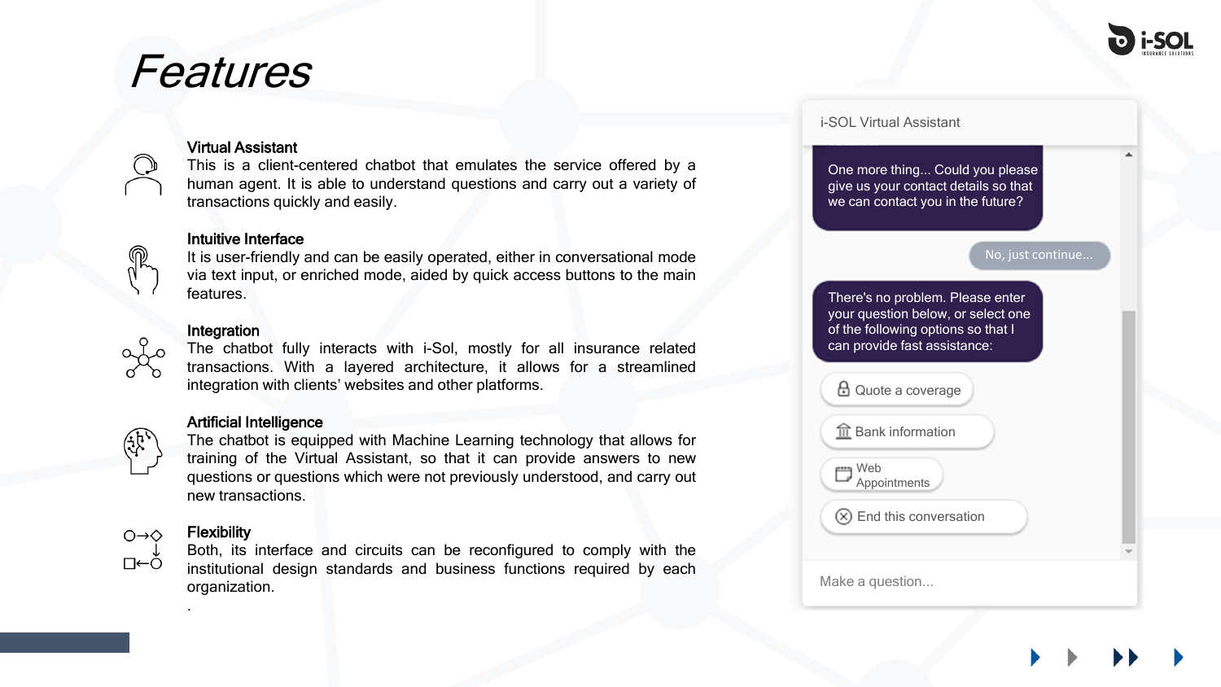# Features

### Virtual Assistant

This is a client-centered chatbot that emulates the service offered by a human agent. It is able to understand questions and carry out a variety of transactions quickly and easily.

### Intuitive Interface

It is user-friendly and can be easily operated, either in conversational mode via text input, or enriched mode, aided by quick access buttons to the main features.

### Integration

The chatbot fully interacts with i-Sol, mostly for all insurance related transactions. With a layered architecture, it allows for a streamlined integration with clients' websites and other platforms.

### Artificial Intelligence

The chatbot is equipped with Machine Learning technology that allows for training of the Virtual Assistant, so that it can provide answers to new questions or questions which were not previously understood, and carry out new transactions.

### Flexibility

Both, its interface and circuits can be reconfigured to comply with the institutional design standards and business functions required by each organization.

.

i-SOL Virtual Assistant

One more thing... Could you please give us your contact details so that we can contact you in the future?

No, just continue...

There's no problem. Please enter your question below, or select one of the following options so that I can provide fast assistance:

- Quote a coverage
- Bank information
- Web Appointments
- End this conversation

Make a question...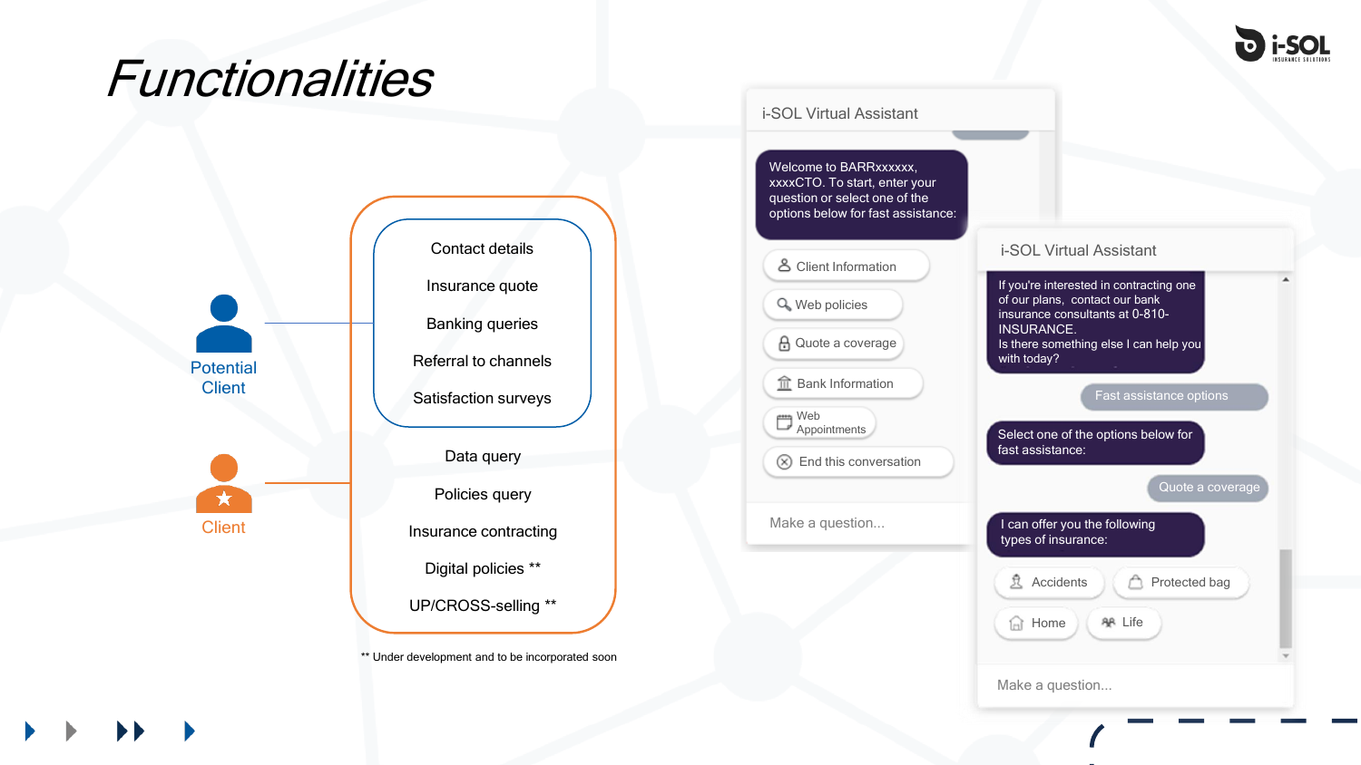# Functionalities

**Potential Client**

- Contact details
- Insurance quote
- Banking queries
- Referral to channels
- Satisfaction surveys

**Client**

- Data query
- Policies query
- Insurance contracting
- Digital policies **
- UP/CROSS-selling **

** Under development and to be incorporated soon

**i-SOL Virtual Assistant**

Welcome to BARRxxxxxx, xxxxCTO. To start, enter your question or select one of the options below for fast assistance:

- Client Information
- Web policies
- Quote a coverage
- Bank Information
- Web Appointments
- End this conversation

Make a question...

**i-SOL Virtual Assistant**

If you're interested in contracting one of our plans, contact our bank insurance consultants at 0-810-INSURANCE.
Is there something else I can help you with today?

Fast assistance options

Select one of the options below for fast assistance:

Quote a coverage

I can offer you the following types of insurance:

- Accidents
- Protected bag
- Home
- Life

Make a question...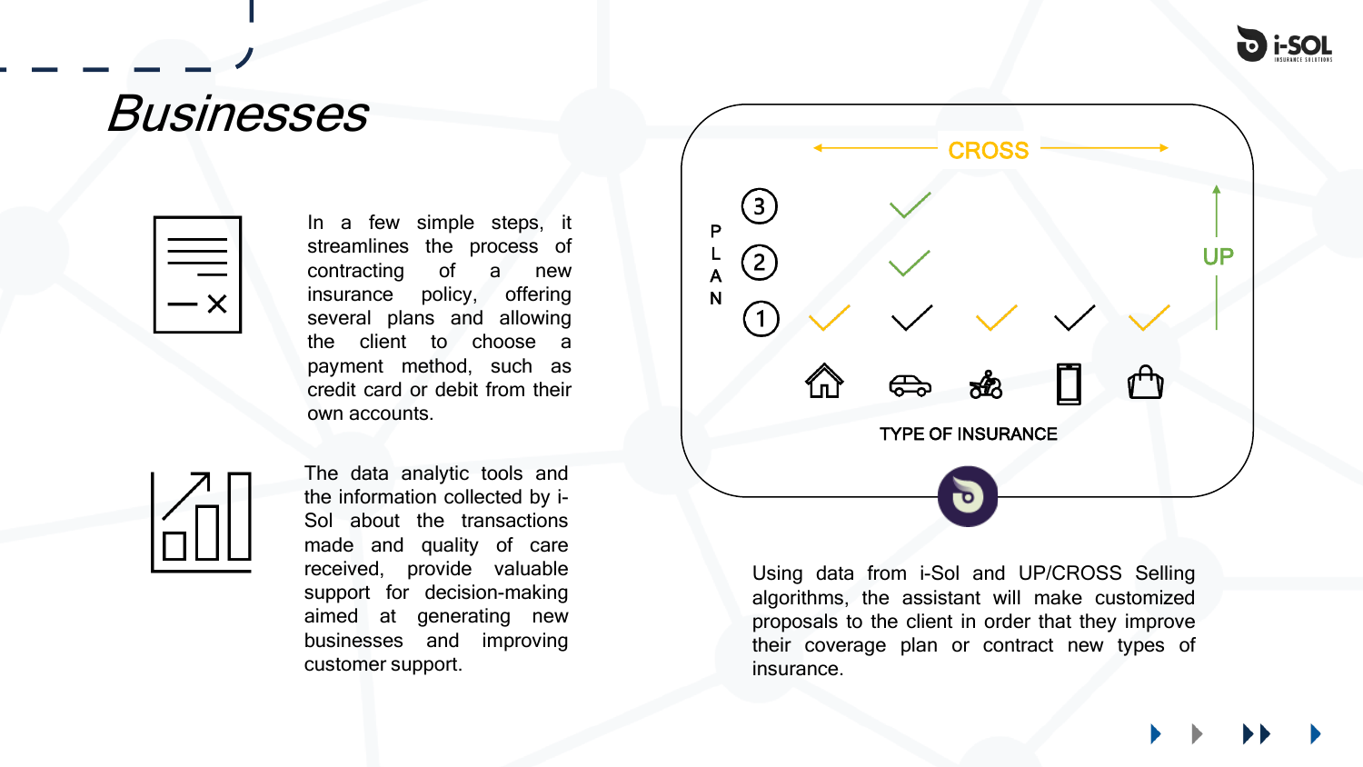# Businesses

In a few simple steps, it streamlines the process of contracting of a new insurance policy, offering several plans and allowing the client to choose a payment method, such as credit card or debit from their own accounts.

The data analytic tools and the information collected by i-Sol about the transactions made and quality of care received, provide valuable support for decision-making aimed at generating new businesses and improving customer support.

CROSS

PLAN

UP

TYPE OF INSURANCE

Using data from i-Sol and UP/CROSS Selling algorithms, the assistant will make customized proposals to the client in order that they improve their coverage plan or contract new types of insurance.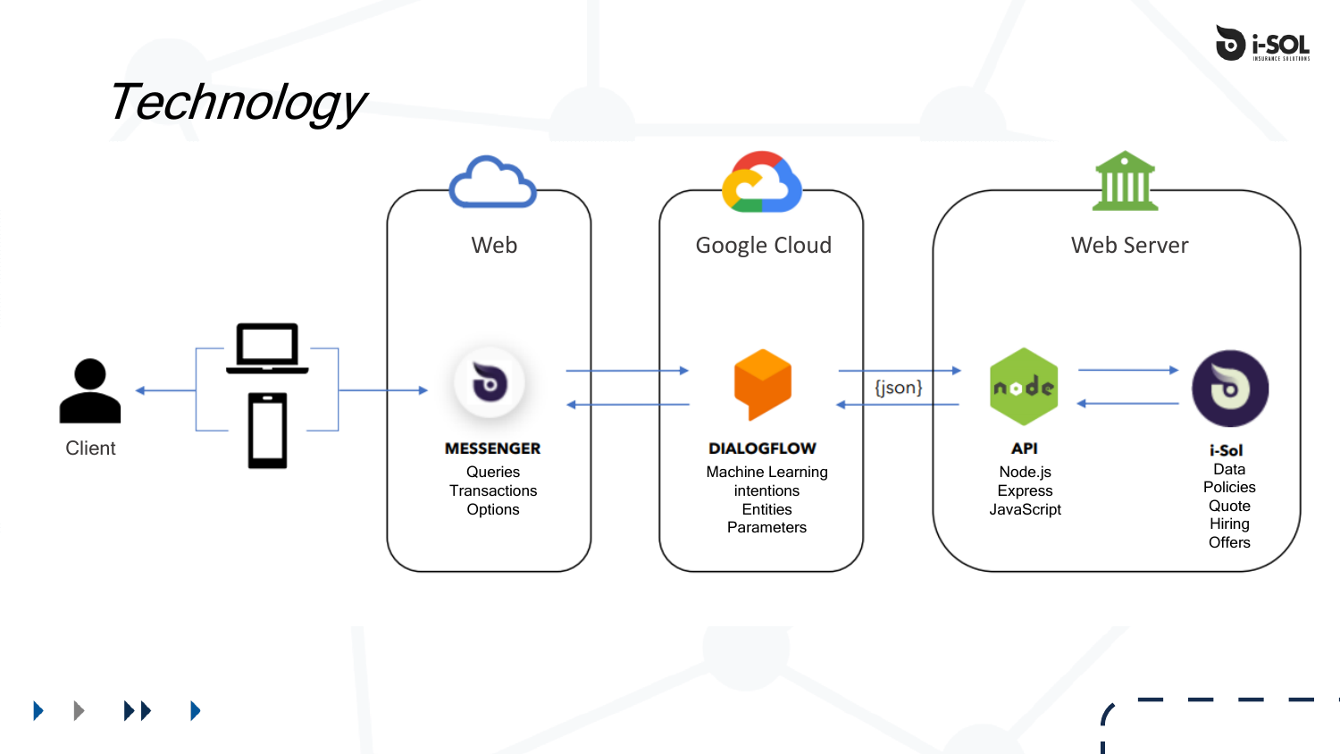# Technology

Client

Web

**MESSENGER**

Queries
Transactions
Options

Google Cloud

**DIALOGFLOW**

Machine Learning
intentions
Entities
Parameters

{json}

Web Server

**API**

Node.js
Express
JavaScript

**i-Sol**

Data
Policies
Quote
Hiring
Offers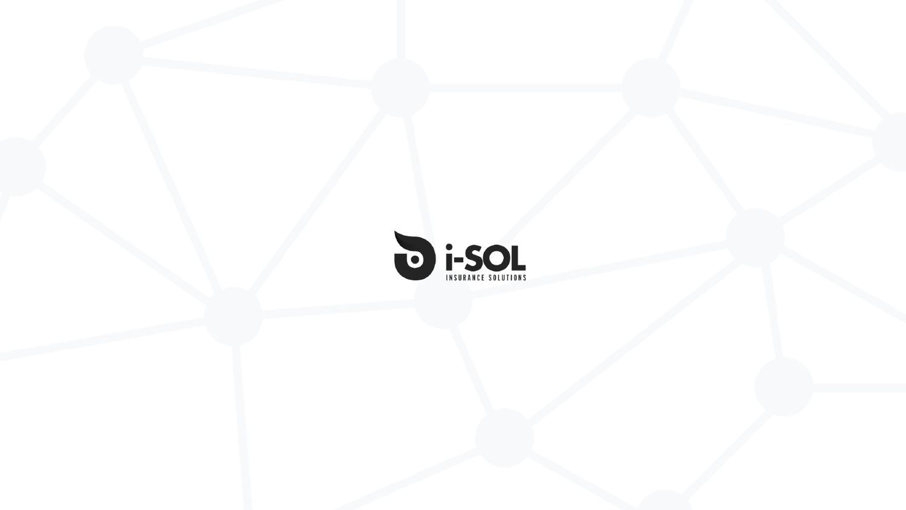i-SOL

INSURANCE SOLUTIONS